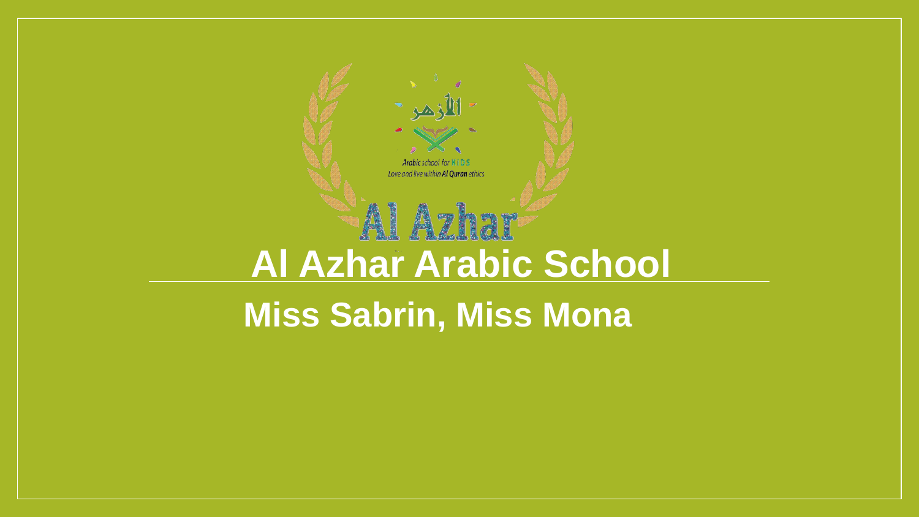# Al Azhar Arabic School

**Miss Sabrin, Miss Mona**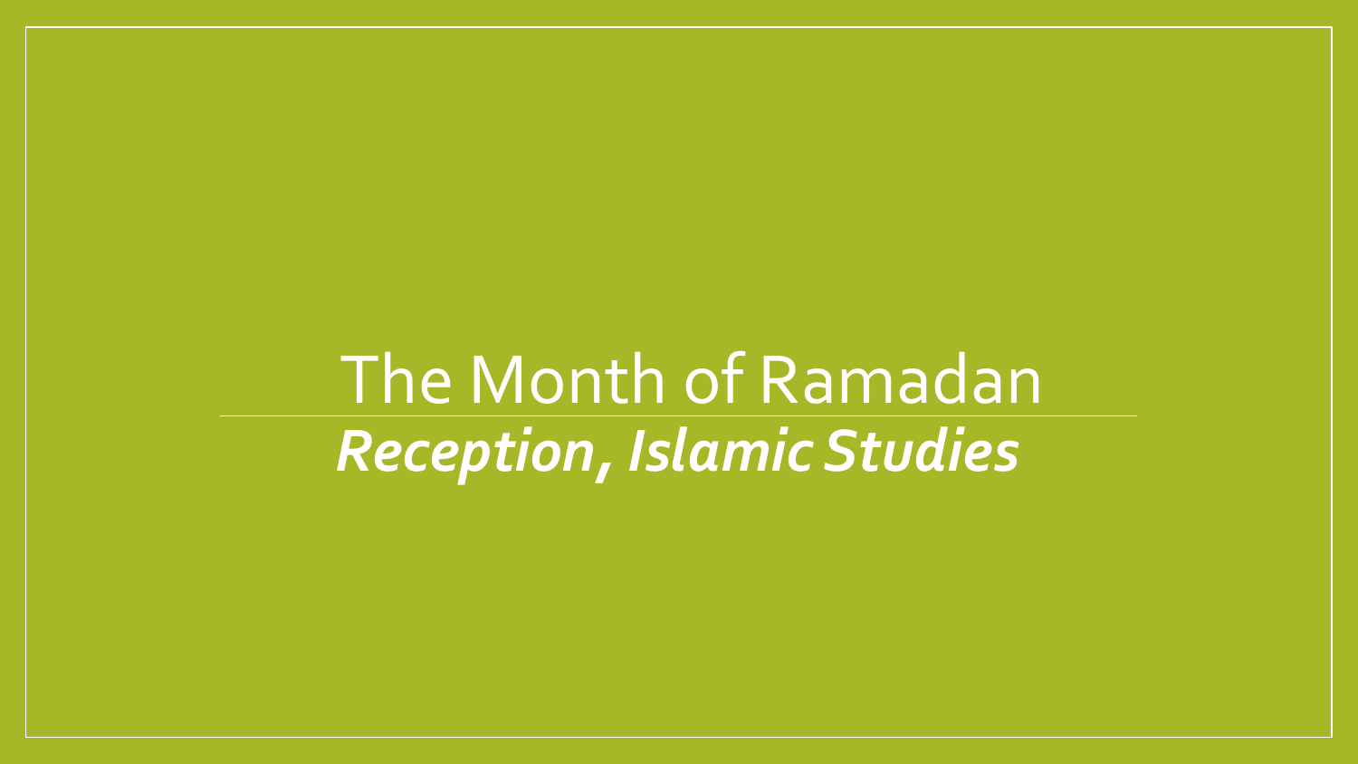# The Month of Ramadan

***Reception, Islamic Studies***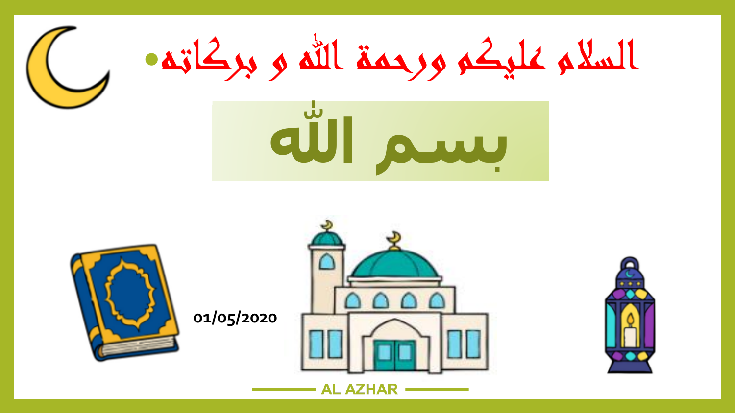# السلام عليكم ورحمة الله و بركاته

## بسم الله

01/05/2020

AL AZHAR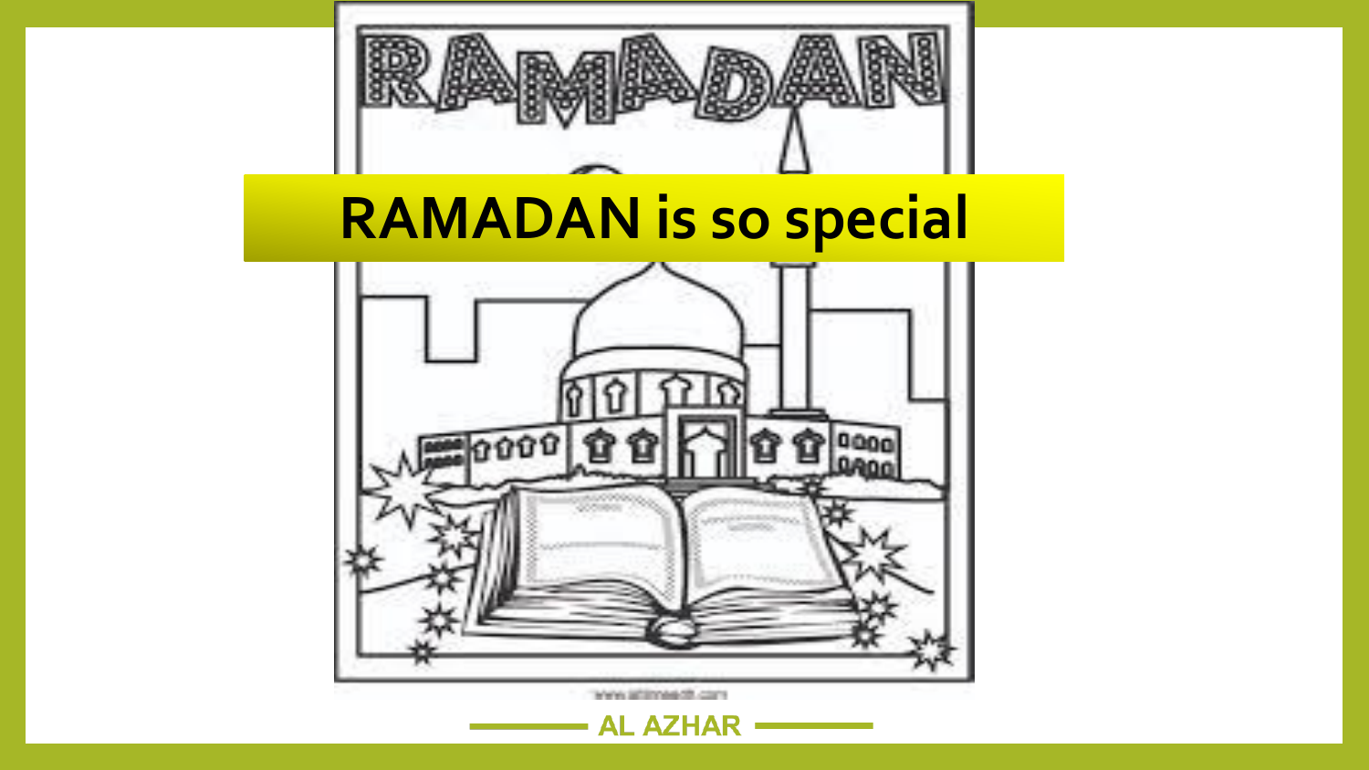# RAMADAN is so special

AL AZHAR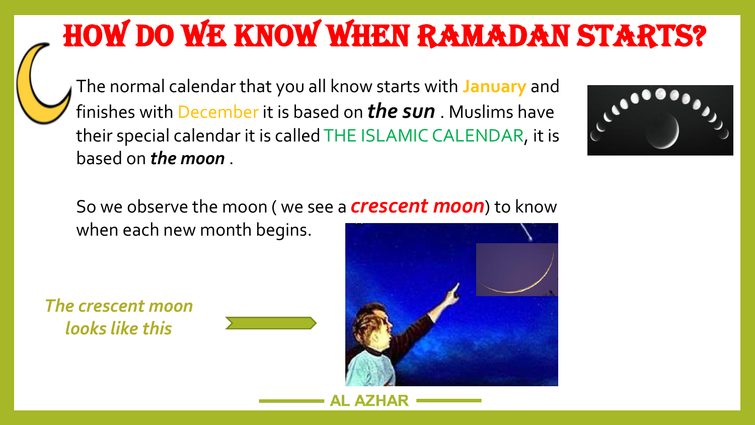# HOW DO WE KNOW WHEN RAMADAN STARTS?

The normal calendar that you all know starts with January and finishes with December it is based on ***the sun*** . Muslims have their special calendar it is called THE ISLAMIC CALENDAR, it is based on ***the moon*** .

So we observe the moon ( we see a ***crescent moon***) to know when each new month begins.

*The crescent moon looks like this*

AL AZHAR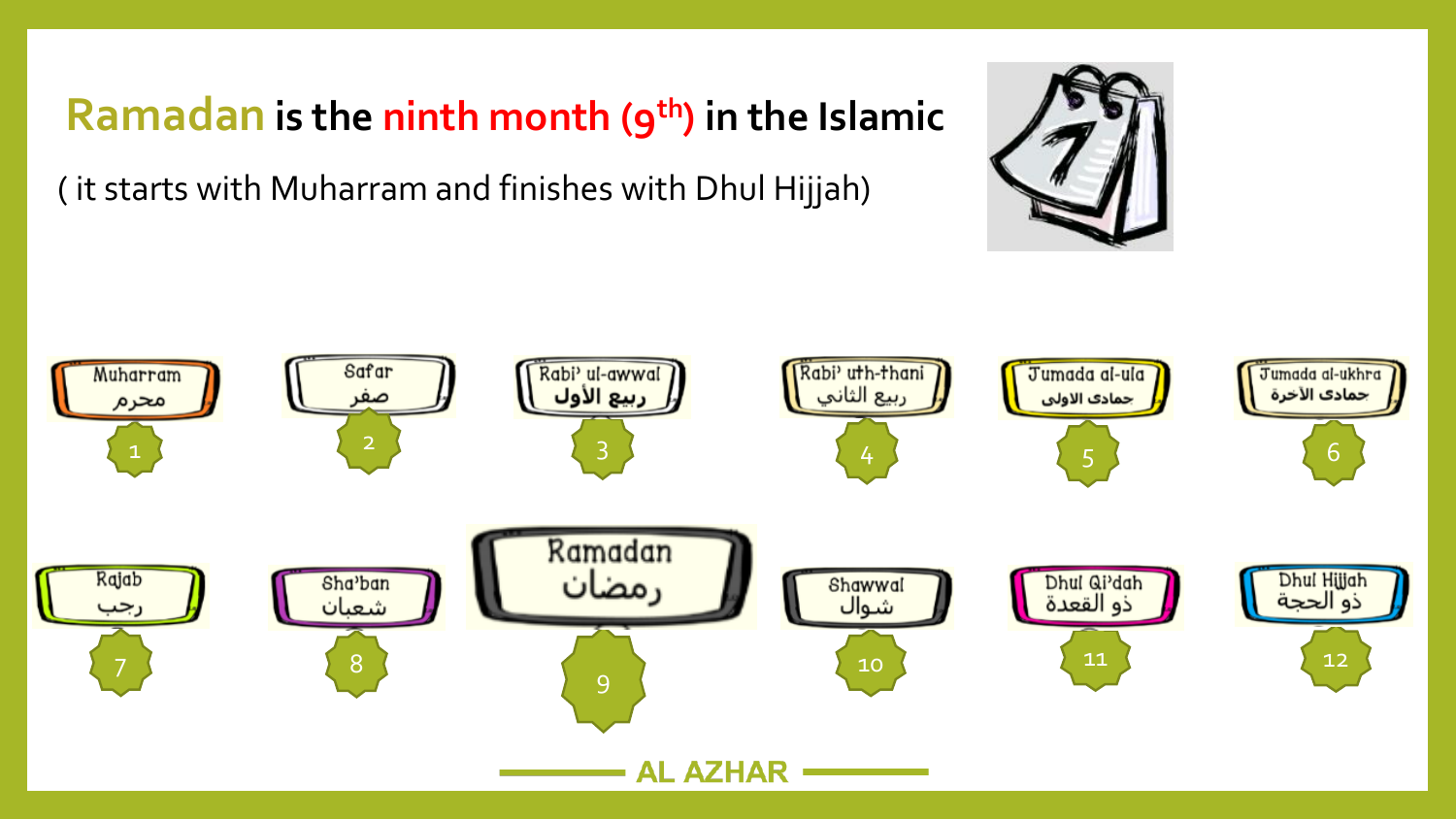# Ramadan is the ninth month (9th) in the Islamic

( it starts with Muharram and finishes with Dhul Hijjah)

1. Muharram محرم
2. Safar صفر
3. Rabi' ul-awwal ربيع الأول
4. Rabi' uth-thani ربيع الثاني
5. Jumada al-ula جمادى الاولى
6. Jumada al-ukhra جمادى الآخرة
7. Rajab رجب
8. Sha'ban شعبان
9. Ramadan رمضان
10. Shawwal شوال
11. Dhul Qi'dah ذو القعدة
12. Dhul Hijjah ذو الحجة

AL AZHAR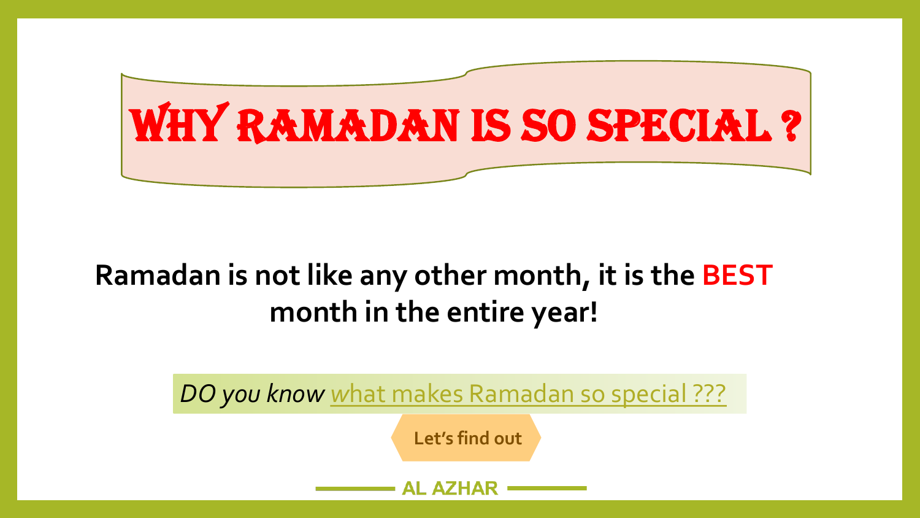# WHY RAMADAN IS SO SPECIAL ?

**Ramadan is not like any other month, it is the BEST month in the entire year!**

*DO you know* what makes Ramadan so special ???

**Let's find out**

AL AZHAR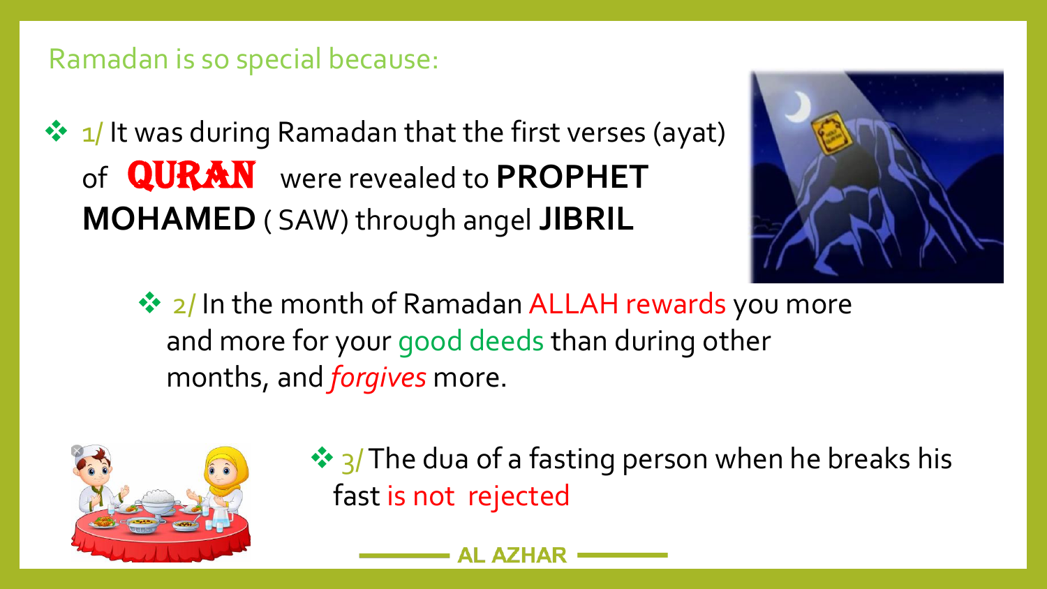## Ramadan is so special because:

- 1/ It was during Ramadan that the first verses (ayat) of **QURAN** were revealed to **PROPHET MOHAMED** ( SAW) through angel **JIBRIL**

- 2/ In the month of Ramadan ALLAH rewards you more and more for your good deeds than during other months, and *forgives* more.

- 3/ The dua of a fasting person when he breaks his fast is not rejected

**AL AZHAR**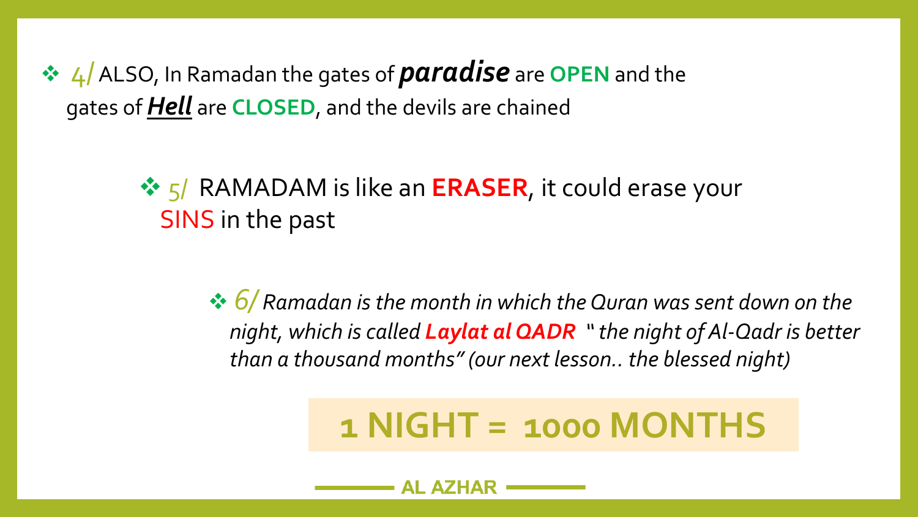- 4/ ALSO, In Ramadan the gates of ***paradise*** are **OPEN** and the gates of ***Hell*** are **CLOSED**, and the devils are chained

- 5/ RAMADAM is like an **ERASER**, it could erase your SINS in the past

- *6/ Ramadan is the month in which the Quran was sent down on the night, which is called **Laylat al QADR** " the night of Al-Qadr is better than a thousand months" (our next lesson.. the blessed night)*

**1 NIGHT = 1000 MONTHS**

AL AZHAR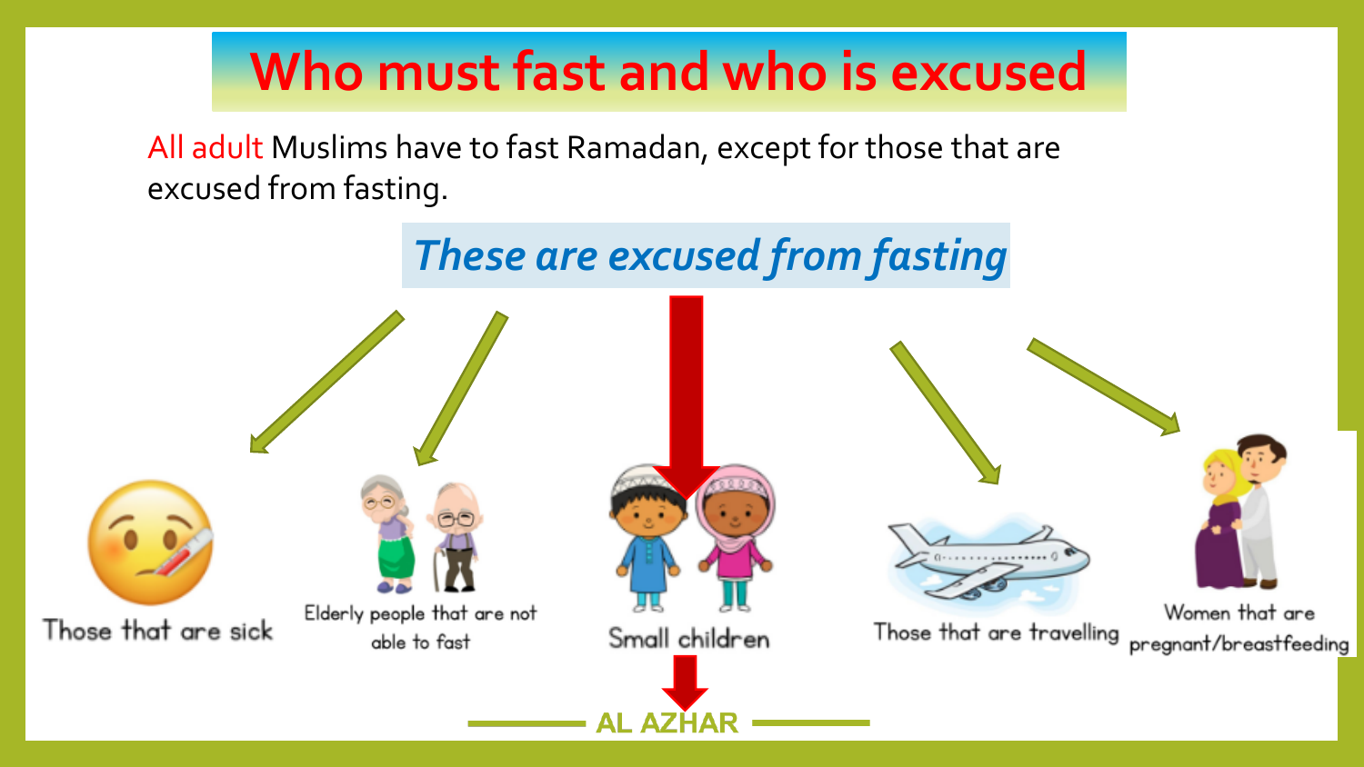# Who must fast and who is excused

All adult Muslims have to fast Ramadan, except for those that are excused from fasting.

## *These are excused from fasting*

- Those that are sick
- Elderly people that are not able to fast
- Small children
- Those that are travelling
- Women that are pregnant/breastfeeding

AL AZHAR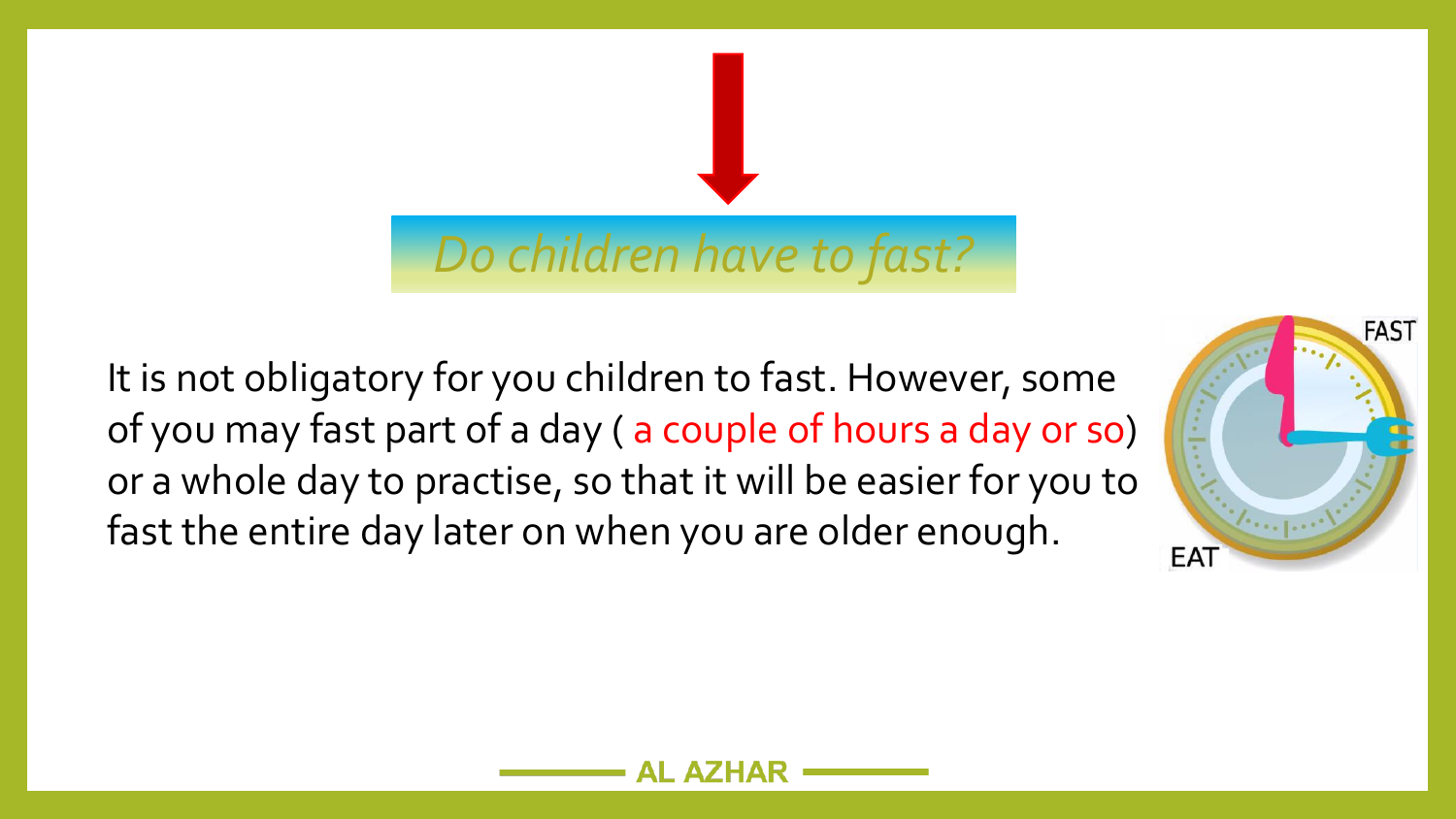## *Do children have to fast?*

It is not obligatory for you children to fast. However, some of you may fast part of a day ( a couple of hours a day or so) or a whole day to practise, so that it will be easier for you to fast the entire day later on when you are older enough.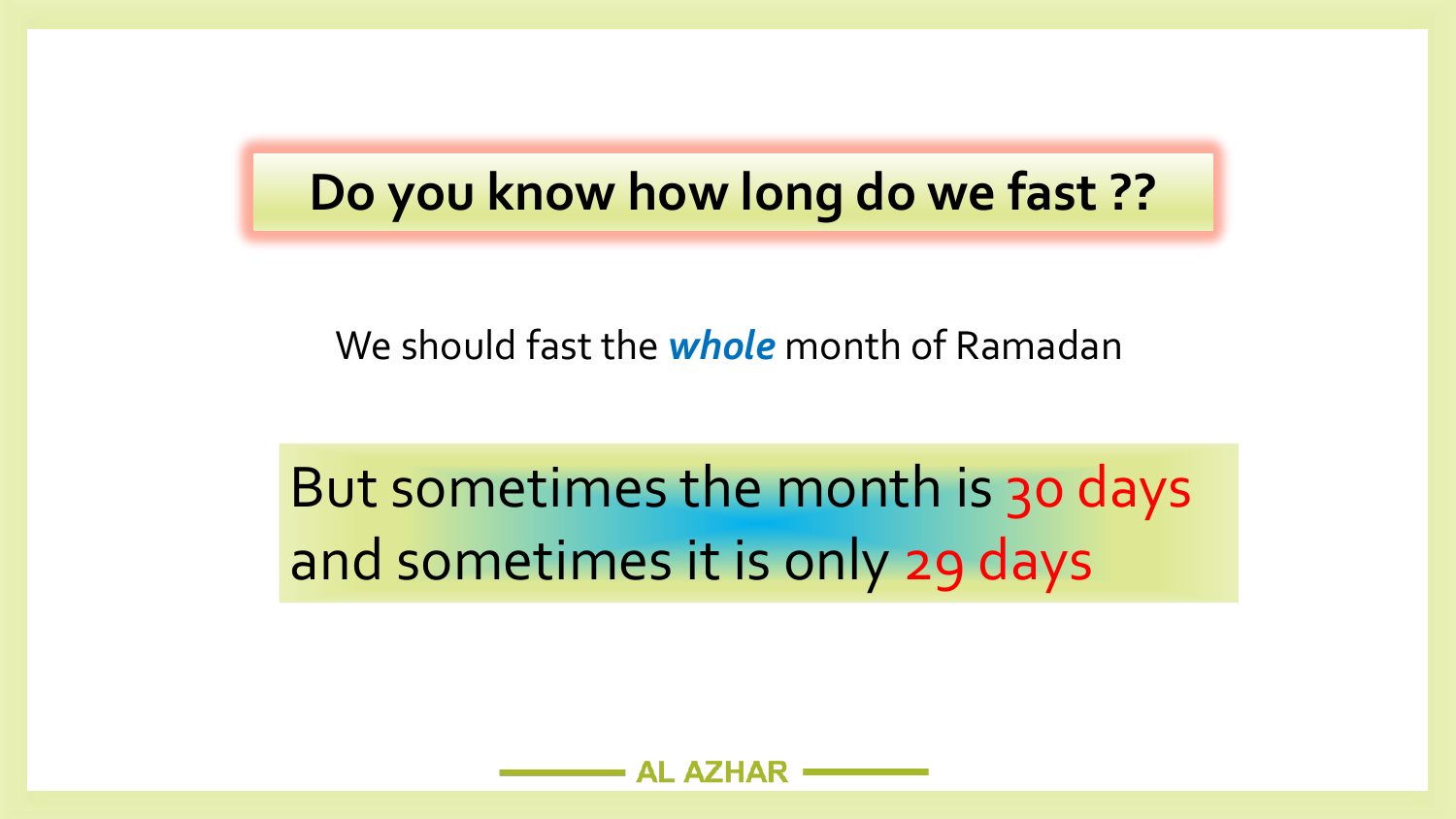## Do you know how long do we fast ??

We should fast the ***whole*** month of Ramadan

But sometimes the month is 30 days and sometimes it is only 29 days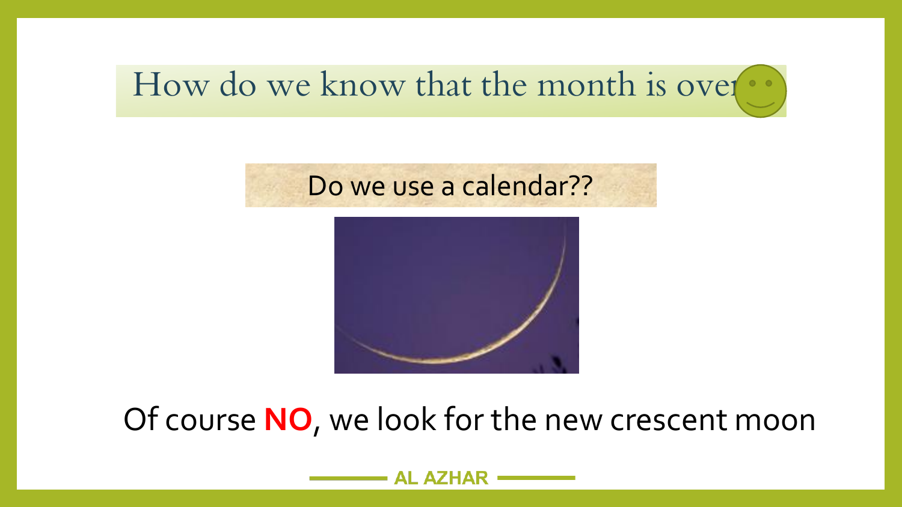# How do we know that the month is over

Do we use a calendar??

Of course **NO**, we look for the new crescent moon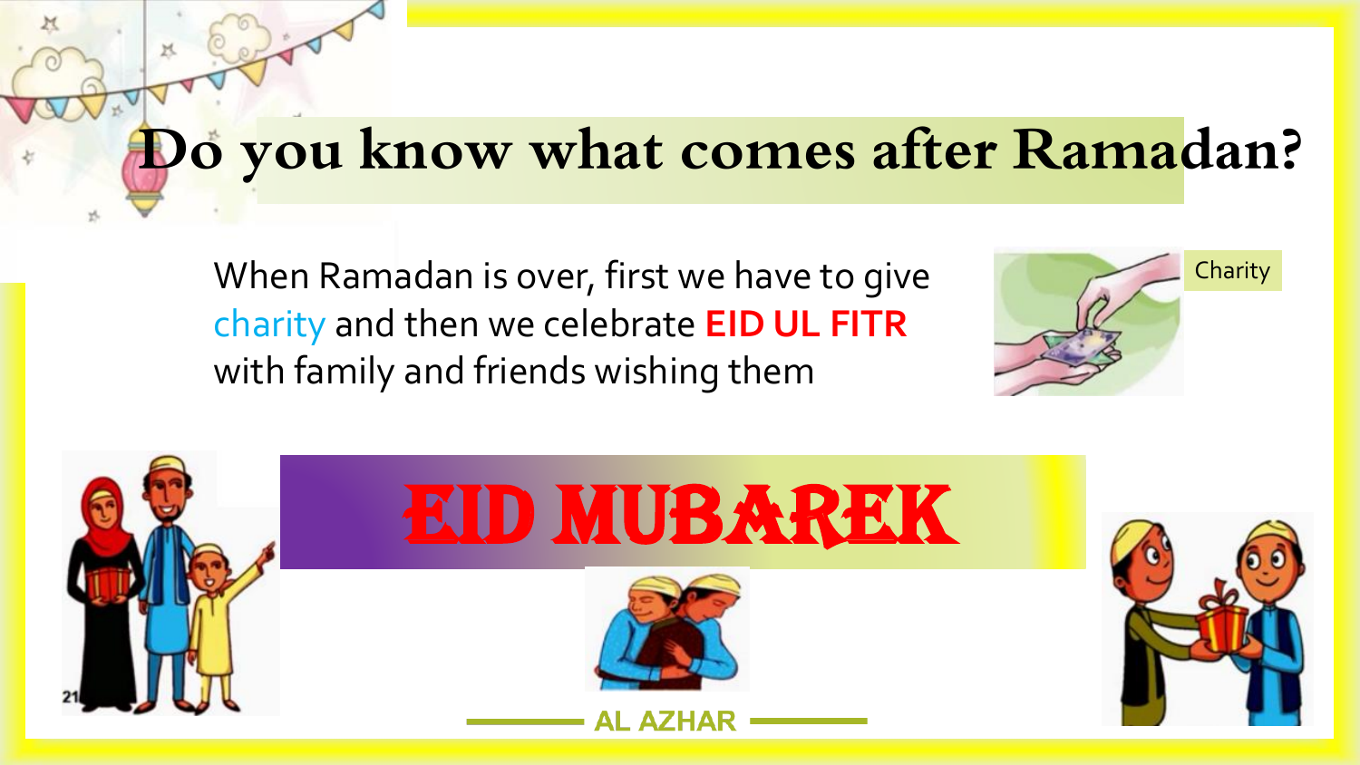# Do you know what comes after Ramadan?

When Ramadan is over, first we have to give charity and then we celebrate **EID UL FITR** with family and friends wishing them

Charity

# EID MUBAREK

AL AZHAR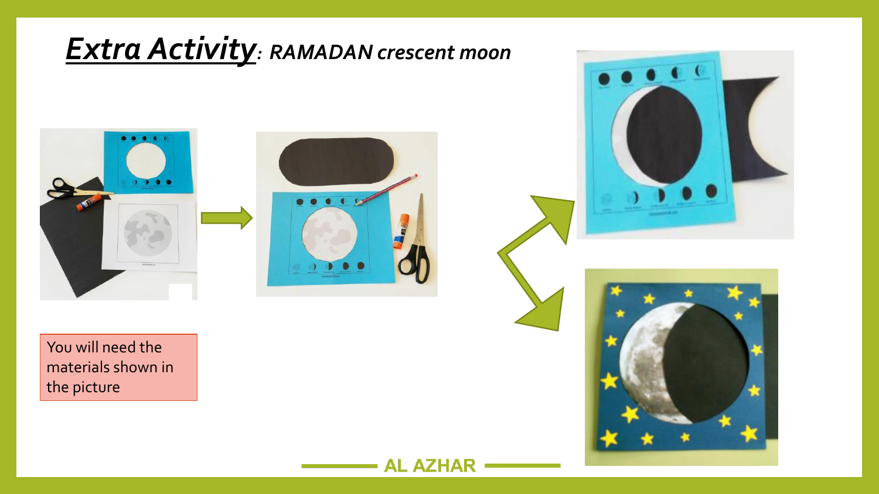# ***Extra Activity***: *RAMADAN crescent moon*

You will need the materials shown in the picture

AL AZHAR